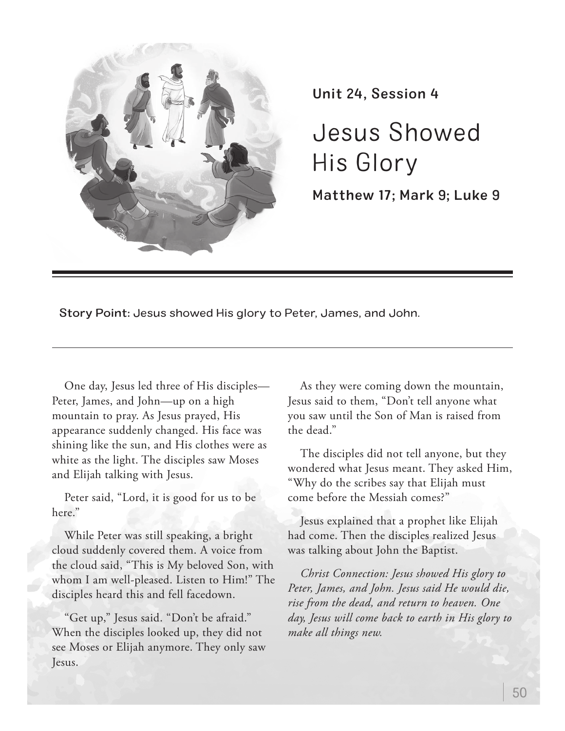Unit 24, Session 4

# Jesus Showed His Glory

**Matthew 17; Mark 9; Luke 9**

**Story Point:** Jesus showed His glory to Peter, James, and John.

One day, Jesus led three of His disciples—Peter, James, and John—up on a high mountain to pray. As Jesus prayed, His appearance suddenly changed. His face was shining like the sun, and His clothes were as white as the light. The disciples saw Moses and Elijah talking with Jesus.

Peter said, "Lord, it is good for us to be here."

While Peter was still speaking, a bright cloud suddenly covered them. A voice from the cloud said, "This is My beloved Son, with whom I am well-pleased. Listen to Him!" The disciples heard this and fell facedown.

"Get up," Jesus said. "Don't be afraid." When the disciples looked up, they did not see Moses or Elijah anymore. They only saw Jesus.

As they were coming down the mountain, Jesus said to them, "Don't tell anyone what you saw until the Son of Man is raised from the dead."

The disciples did not tell anyone, but they wondered what Jesus meant. They asked Him, "Why do the scribes say that Elijah must come before the Messiah comes?"

Jesus explained that a prophet like Elijah had come. Then the disciples realized Jesus was talking about John the Baptist.

*Christ Connection: Jesus showed His glory to Peter, James, and John. Jesus said He would die, rise from the dead, and return to heaven. One day, Jesus will come back to earth in His glory to make all things new.*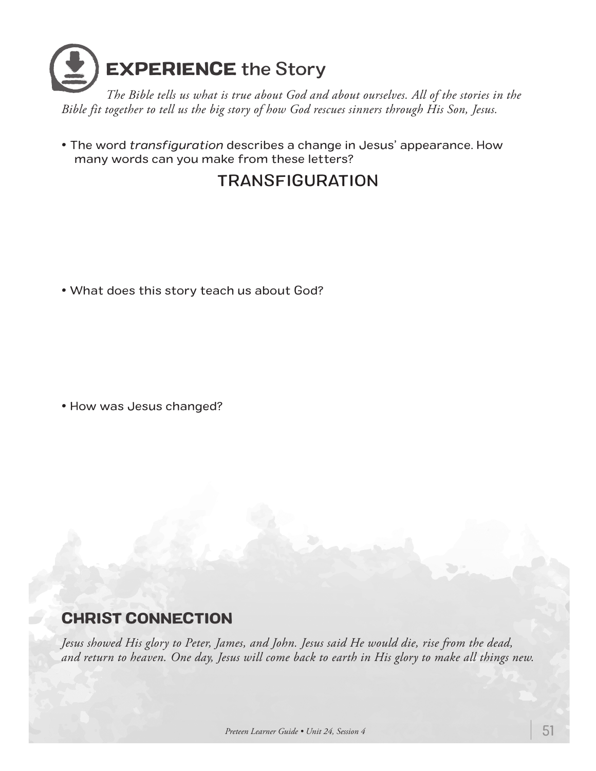# **EXPERIENCE** the Story

*The Bible tells us what is true about God and about ourselves. All of the stories in the Bible fit together to tell us the big story of how God rescues sinners through His Son, Jesus.*

- The word *transfiguration* describes a change in Jesus' appearance. How many words can you make from these letters?

TRANSFIGURATION

- What does this story teach us about God?

- How was Jesus changed?

## CHRIST CONNECTION

*Jesus showed His glory to Peter, James, and John. Jesus said He would die, rise from the dead, and return to heaven. One day, Jesus will come back to earth in His glory to make all things new.*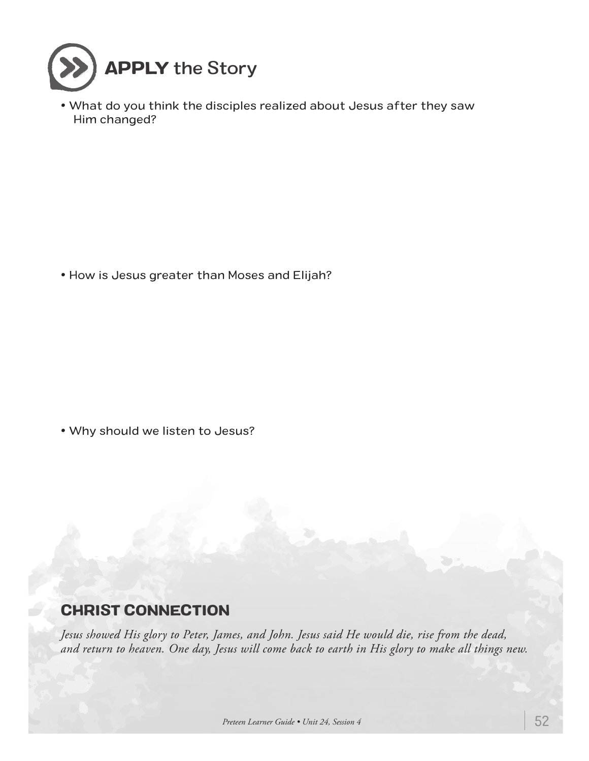# **APPLY** the Story

- What do you think the disciples realized about Jesus after they saw Him changed?

- How is Jesus greater than Moses and Elijah?

- Why should we listen to Jesus?

## CHRIST CONNECTION

*Jesus showed His glory to Peter, James, and John. Jesus said He would die, rise from the dead, and return to heaven. One day, Jesus will come back to earth in His glory to make all things new.*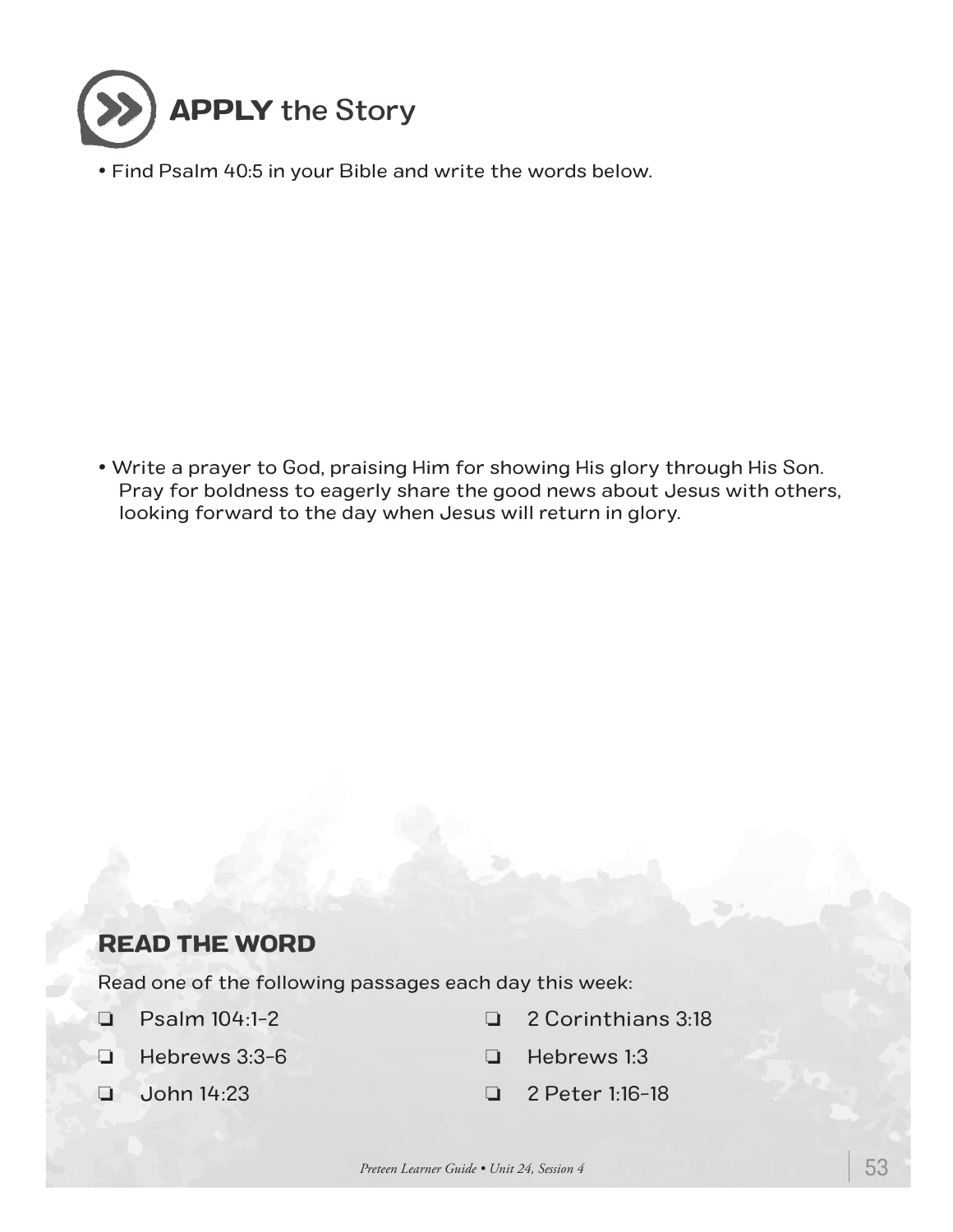# **APPLY** the Story

- Find Psalm 40:5 in your Bible and write the words below.

- Write a prayer to God, praising Him for showing His glory through His Son. Pray for boldness to eagerly share the good news about Jesus with others, looking forward to the day when Jesus will return in glory.

## READ THE WORD

Read one of the following passages each day this week:

- ❏ Psalm 104:1-2
- ❏ Hebrews 3:3-6
- ❏ John 14:23
- ❏ 2 Corinthians 3:18
- ❏ Hebrews 1:3
- ❏ 2 Peter 1:16-18